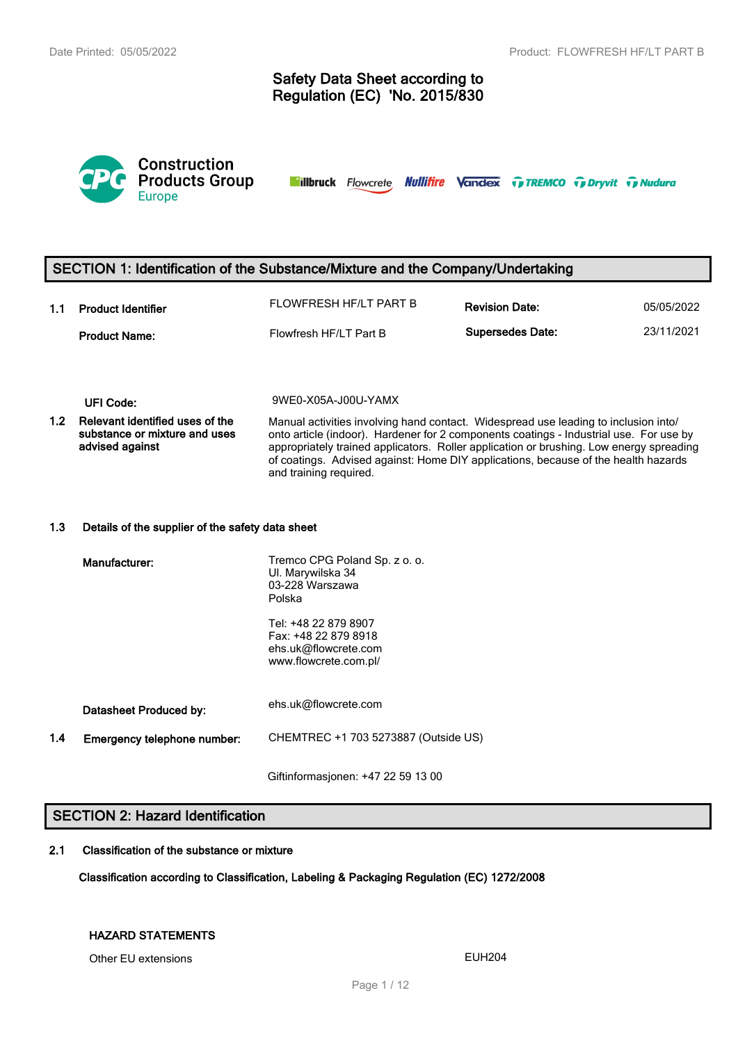# Safety Data Sheet according to Regulation (EC) 'No. 2015/830

Construction Products Group Europe

illbruck Flowcrete Nullifire Vandex TREMCO Dryvit Nudura

## SECTION 1: Identification of the Substance/Mixture and the Company/Undertaking

| | | | | |
|---|---|---|---|---|
| 1.1 | **Product Identifier** | FLOWFRESH HF/LT PART B | **Revision Date:** | 05/05/2022 |
| | **Product Name:** | Flowfresh HF/LT Part B | **Supersedes Date:** | 23/11/2021 |

**UFI Code:** 9WE0-X05A-J00U-YAMX

**1.2 Relevant identified uses of the substance or mixture and uses advised against**

Manual activities involving hand contact. Widespread use leading to inclusion into/ onto article (indoor). Hardener for 2 components coatings - Industrial use. For use by appropriately trained applicators. Roller application or brushing. Low energy spreading of coatings. Advised against: Home DIY applications, because of the health hazards and training required.

### 1.3 Details of the supplier of the safety data sheet

**Manufacturer:**

Tremco CPG Poland Sp. z o. o.
Ul. Marywilska 34
03-228 Warszawa
Polska

Tel: +48 22 879 8907
Fax: +48 22 879 8918
ehs.uk@flowcrete.com
www.flowcrete.com.pl/

**Datasheet Produced by:** ehs.uk@flowcrete.com

**1.4 Emergency telephone number:** CHEMTREC +1 703 5273887 (Outside US)

Giftinformasjonen: +47 22 59 13 00

## SECTION 2: Hazard Identification

### 2.1 Classification of the substance or mixture

**Classification according to Classification, Labeling & Packaging Regulation (EC) 1272/2008**

**HAZARD STATEMENTS**

Other EU extensions EUH204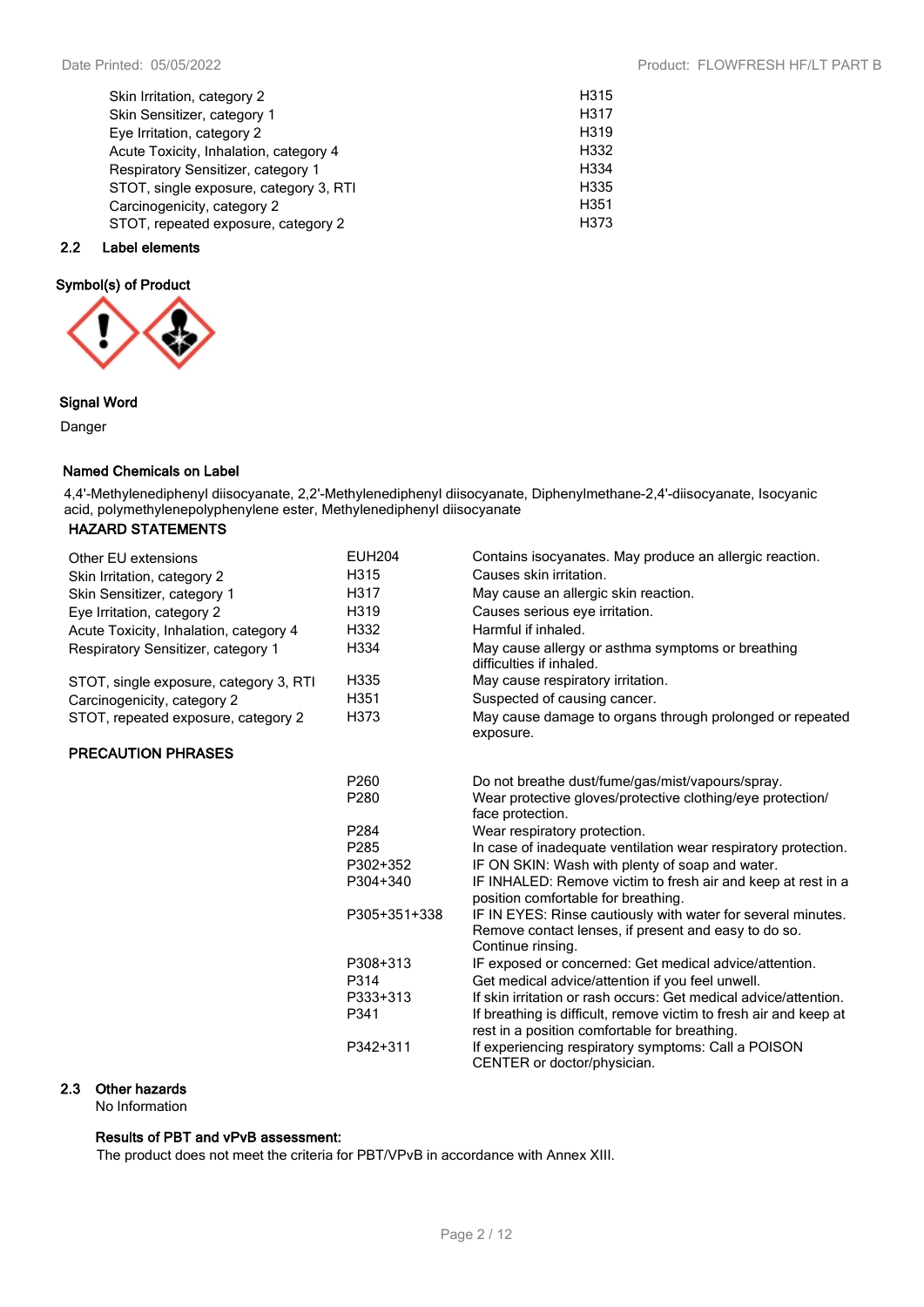| | |
|---|---|
| Skin Irritation, category 2 | H315 |
| Skin Sensitizer, category 1 | H317 |
| Eye Irritation, category 2 | H319 |
| Acute Toxicity, Inhalation, category 4 | H332 |
| Respiratory Sensitizer, category 1 | H334 |
| STOT, single exposure, category 3, RTI | H335 |
| Carcinogenicity, category 2 | H351 |
| STOT, repeated exposure, category 2 | H373 |

## 2.2 Label elements

**Symbol(s) of Product**

**Signal Word**

Danger

**Named Chemicals on Label**

4,4'-Methylenediphenyl diisocyanate, 2,2'-Methylenediphenyl diisocyanate, Diphenylmethane-2,4'-diisocyanate, Isocyanic acid, polymethylenepolyphenylene ester, Methylenediphenyl diisocyanate

**HAZARD STATEMENTS**

| | | |
|---|---|---|
| Other EU extensions | EUH204 | Contains isocyanates. May produce an allergic reaction. |
| Skin Irritation, category 2 | H315 | Causes skin irritation. |
| Skin Sensitizer, category 1 | H317 | May cause an allergic skin reaction. |
| Eye Irritation, category 2 | H319 | Causes serious eye irritation. |
| Acute Toxicity, Inhalation, category 4 | H332 | Harmful if inhaled. |
| Respiratory Sensitizer, category 1 | H334 | May cause allergy or asthma symptoms or breathing difficulties if inhaled. |
| STOT, single exposure, category 3, RTI | H335 | May cause respiratory irritation. |
| Carcinogenicity, category 2 | H351 | Suspected of causing cancer. |
| STOT, repeated exposure, category 2 | H373 | May cause damage to organs through prolonged or repeated exposure. |

**PRECAUTION PHRASES**

| | |
|---|---|
| P260 | Do not breathe dust/fume/gas/mist/vapours/spray. |
| P280 | Wear protective gloves/protective clothing/eye protection/ face protection. |
| P284 | Wear respiratory protection. |
| P285 | In case of inadequate ventilation wear respiratory protection. |
| P302+352 | IF ON SKIN: Wash with plenty of soap and water. |
| P304+340 | IF INHALED: Remove victim to fresh air and keep at rest in a position comfortable for breathing. |
| P305+351+338 | IF IN EYES: Rinse cautiously with water for several minutes. Remove contact lenses, if present and easy to do so. Continue rinsing. |
| P308+313 | IF exposed or concerned: Get medical advice/attention. |
| P314 | Get medical advice/attention if you feel unwell. |
| P333+313 | If skin irritation or rash occurs: Get medical advice/attention. |
| P341 | If breathing is difficult, remove victim to fresh air and keep at rest in a position comfortable for breathing. |
| P342+311 | If experiencing respiratory symptoms: Call a POISON CENTER or doctor/physician. |

## 2.3 Other hazards

No Information

**Results of PBT and vPvB assessment:**

The product does not meet the criteria for PBT/VPvB in accordance with Annex XIII.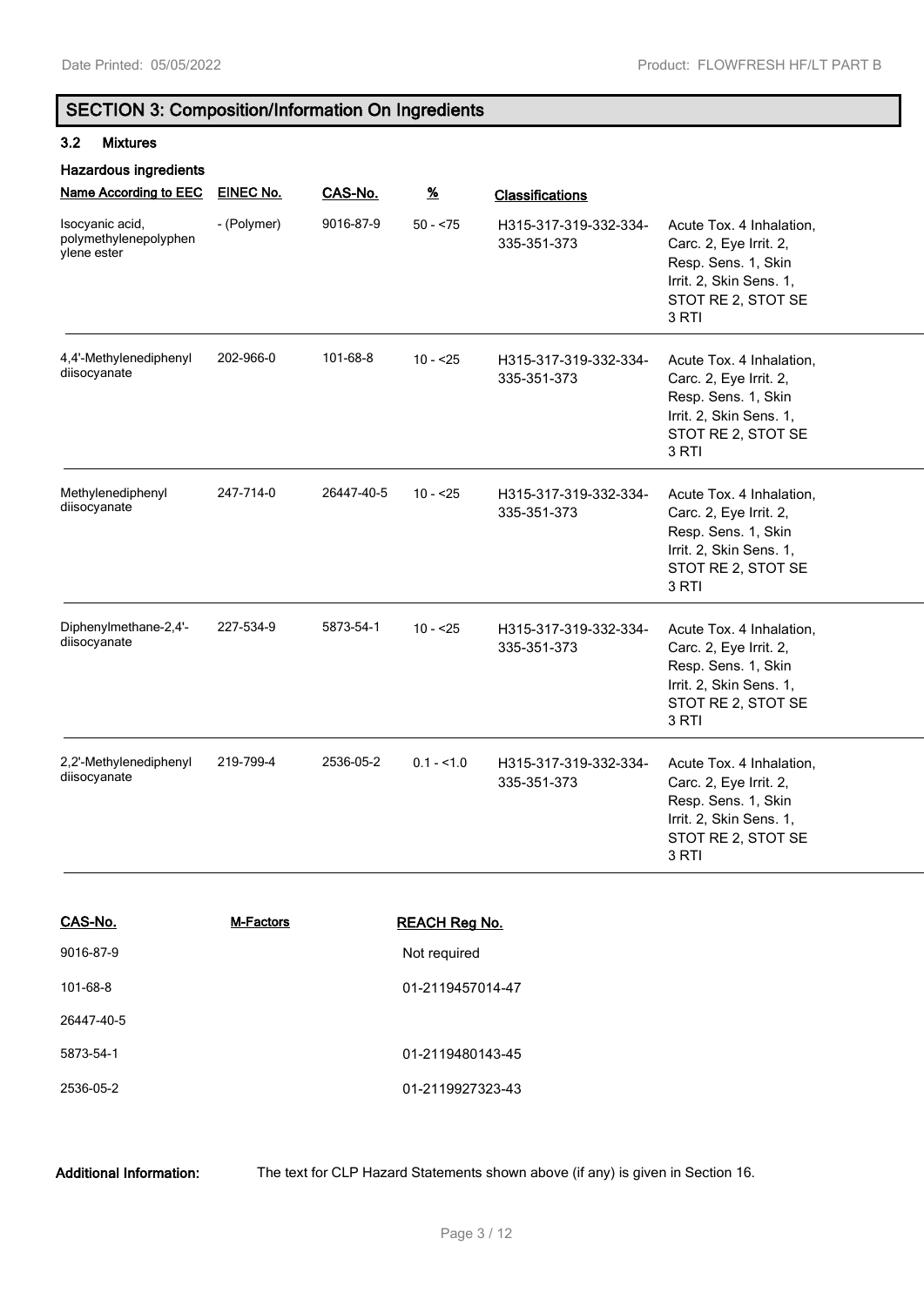## SECTION 3: Composition/Information On Ingredients

### 3.2 Mixtures

**Hazardous ingredients**

| Name According to EEC | EINEC No. | CAS-No. | % | Classifications | |
|---|---|---|---|---|---|
| Isocyanic acid, polymethylenepolyphenylene ester | - (Polymer) | 9016-87-9 | 50 - <75 | H315-317-319-332-334-335-351-373 | Acute Tox. 4 Inhalation, Carc. 2, Eye Irrit. 2, Resp. Sens. 1, Skin Irrit. 2, Skin Sens. 1, STOT RE 2, STOT SE 3 RTI |
| 4,4'-Methylenediphenyl diisocyanate | 202-966-0 | 101-68-8 | 10 - <25 | H315-317-319-332-334-335-351-373 | Acute Tox. 4 Inhalation, Carc. 2, Eye Irrit. 2, Resp. Sens. 1, Skin Irrit. 2, Skin Sens. 1, STOT RE 2, STOT SE 3 RTI |
| Methylenediphenyl diisocyanate | 247-714-0 | 26447-40-5 | 10 - <25 | H315-317-319-332-334-335-351-373 | Acute Tox. 4 Inhalation, Carc. 2, Eye Irrit. 2, Resp. Sens. 1, Skin Irrit. 2, Skin Sens. 1, STOT RE 2, STOT SE 3 RTI |
| Diphenylmethane-2,4'-diisocyanate | 227-534-9 | 5873-54-1 | 10 - <25 | H315-317-319-332-334-335-351-373 | Acute Tox. 4 Inhalation, Carc. 2, Eye Irrit. 2, Resp. Sens. 1, Skin Irrit. 2, Skin Sens. 1, STOT RE 2, STOT SE 3 RTI |
| 2,2'-Methylenediphenyl diisocyanate | 219-799-4 | 2536-05-2 | 0.1 - <1.0 | H315-317-319-332-334-335-351-373 | Acute Tox. 4 Inhalation, Carc. 2, Eye Irrit. 2, Resp. Sens. 1, Skin Irrit. 2, Skin Sens. 1, STOT RE 2, STOT SE 3 RTI |

| CAS-No. | M-Factors | REACH Reg No. |
|---|---|---|
| 9016-87-9 | | Not required |
| 101-68-8 | | 01-2119457014-47 |
| 26447-40-5 | | |
| 5873-54-1 | | 01-2119480143-45 |
| 2536-05-2 | | 01-2119927323-43 |

**Additional Information:** The text for CLP Hazard Statements shown above (if any) is given in Section 16.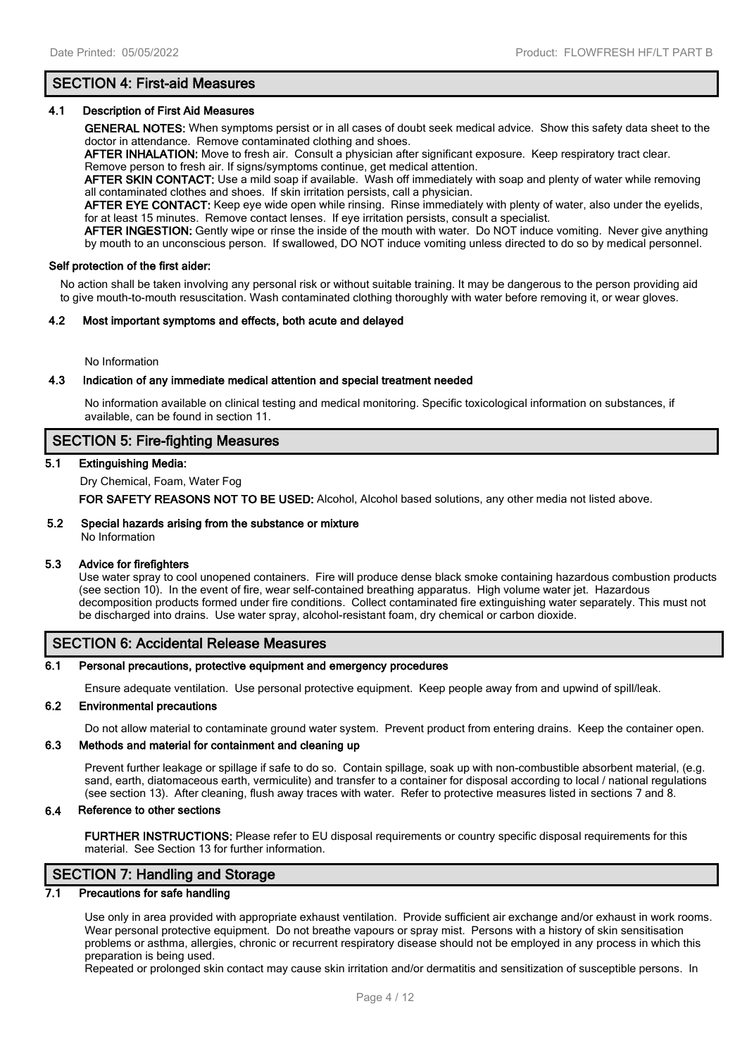## SECTION 4: First-aid Measures

### 4.1 Description of First Aid Measures

**GENERAL NOTES:** When symptoms persist or in all cases of doubt seek medical advice. Show this safety data sheet to the doctor in attendance. Remove contaminated clothing and shoes.

**AFTER INHALATION:** Move to fresh air. Consult a physician after significant exposure. Keep respiratory tract clear. Remove person to fresh air. If signs/symptoms continue, get medical attention.

**AFTER SKIN CONTACT:** Use a mild soap if available. Wash off immediately with soap and plenty of water while removing all contaminated clothes and shoes. If skin irritation persists, call a physician.

**AFTER EYE CONTACT:** Keep eye wide open while rinsing. Rinse immediately with plenty of water, also under the eyelids, for at least 15 minutes. Remove contact lenses. If eye irritation persists, consult a specialist.

**AFTER INGESTION:** Gently wipe or rinse the inside of the mouth with water. Do NOT induce vomiting. Never give anything by mouth to an unconscious person. If swallowed, DO NOT induce vomiting unless directed to do so by medical personnel.

#### Self protection of the first aider:

No action shall be taken involving any personal risk or without suitable training. It may be dangerous to the person providing aid to give mouth-to-mouth resuscitation. Wash contaminated clothing thoroughly with water before removing it, or wear gloves.

### 4.2 Most important symptoms and effects, both acute and delayed

No Information

### 4.3 Indication of any immediate medical attention and special treatment needed

No information available on clinical testing and medical monitoring. Specific toxicological information on substances, if available, can be found in section 11.

## SECTION 5: Fire-fighting Measures

### 5.1 Extinguishing Media:

Dry Chemical, Foam, Water Fog

**FOR SAFETY REASONS NOT TO BE USED:** Alcohol, Alcohol based solutions, any other media not listed above.

### 5.2 Special hazards arising from the substance or mixture

No Information

### 5.3 Advice for firefighters

Use water spray to cool unopened containers. Fire will produce dense black smoke containing hazardous combustion products (see section 10). In the event of fire, wear self-contained breathing apparatus. High volume water jet. Hazardous decomposition products formed under fire conditions. Collect contaminated fire extinguishing water separately. This must not be discharged into drains. Use water spray, alcohol-resistant foam, dry chemical or carbon dioxide.

## SECTION 6: Accidental Release Measures

### 6.1 Personal precautions, protective equipment and emergency procedures

Ensure adequate ventilation. Use personal protective equipment. Keep people away from and upwind of spill/leak.

### 6.2 Environmental precautions

Do not allow material to contaminate ground water system. Prevent product from entering drains. Keep the container open.

### 6.3 Methods and material for containment and cleaning up

Prevent further leakage or spillage if safe to do so. Contain spillage, soak up with non-combustible absorbent material, (e.g. sand, earth, diatomaceous earth, vermiculite) and transfer to a container for disposal according to local / national regulations (see section 13). After cleaning, flush away traces with water. Refer to protective measures listed in sections 7 and 8.

### 6.4 Reference to other sections

**FURTHER INSTRUCTIONS:** Please refer to EU disposal requirements or country specific disposal requirements for this material. See Section 13 for further information.

## SECTION 7: Handling and Storage

### 7.1 Precautions for safe handling

Use only in area provided with appropriate exhaust ventilation. Provide sufficient air exchange and/or exhaust in work rooms. Wear personal protective equipment. Do not breathe vapours or spray mist. Persons with a history of skin sensitisation problems or asthma, allergies, chronic or recurrent respiratory disease should not be employed in any process in which this preparation is being used.

Repeated or prolonged skin contact may cause skin irritation and/or dermatitis and sensitization of susceptible persons. In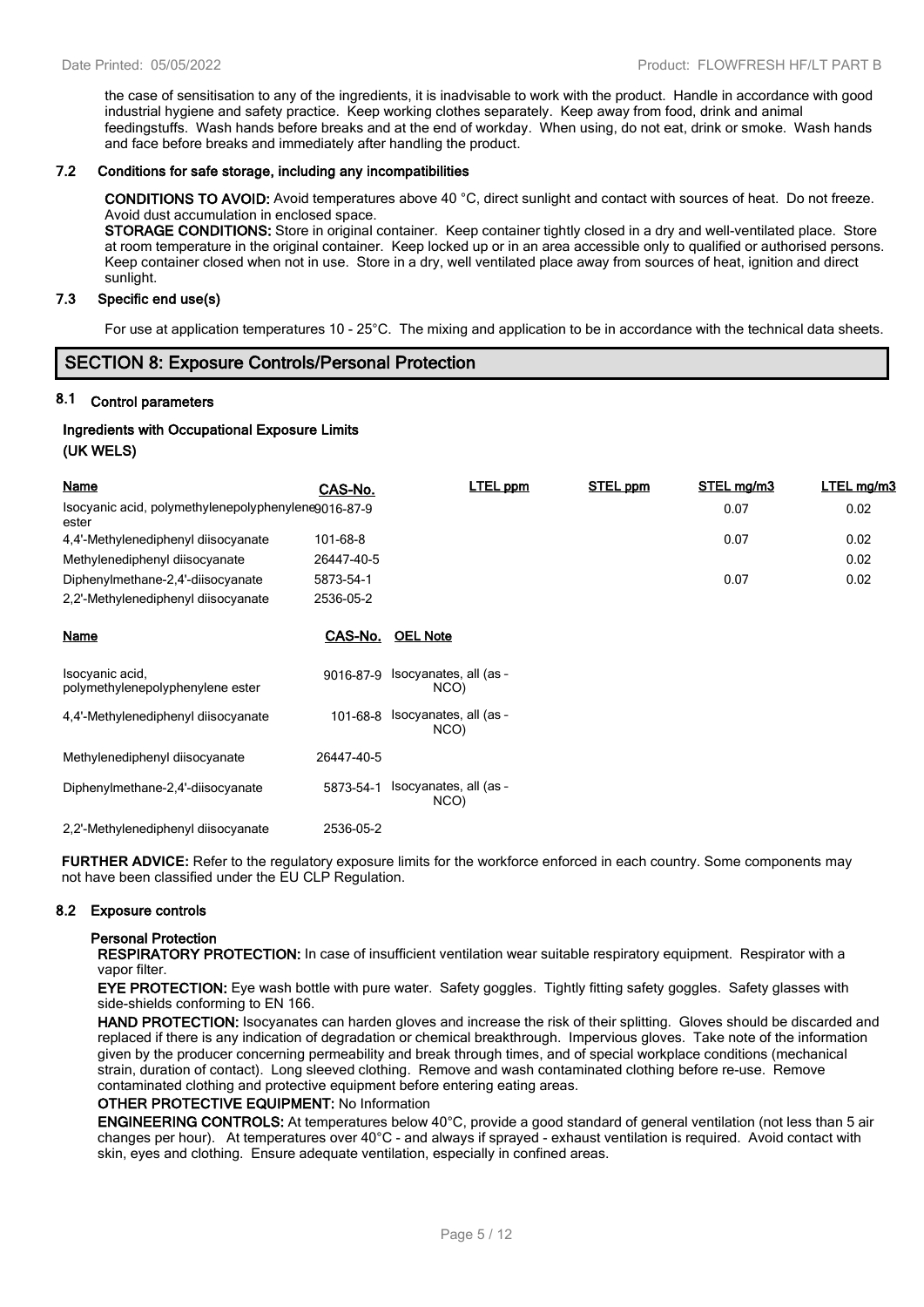the case of sensitisation to any of the ingredients, it is inadvisable to work with the product. Handle in accordance with good industrial hygiene and safety practice. Keep working clothes separately. Keep away from food, drink and animal feedingstuffs. Wash hands before breaks and at the end of workday. When using, do not eat, drink or smoke. Wash hands and face before breaks and immediately after handling the product.

### 7.2 Conditions for safe storage, including any incompatibilities

**CONDITIONS TO AVOID:** Avoid temperatures above 40 °C, direct sunlight and contact with sources of heat. Do not freeze. Avoid dust accumulation in enclosed space.

**STORAGE CONDITIONS:** Store in original container. Keep container tightly closed in a dry and well-ventilated place. Store at room temperature in the original container. Keep locked up or in an area accessible only to qualified or authorised persons. Keep container closed when not in use. Store in a dry, well ventilated place away from sources of heat, ignition and direct sunlight.

### 7.3 Specific end use(s)

For use at application temperatures 10 - 25°C. The mixing and application to be in accordance with the technical data sheets.

## SECTION 8: Exposure Controls/Personal Protection

### 8.1 Control parameters

**Ingredients with Occupational Exposure Limits**

**(UK WELS)**

| Name | CAS-No. | LTEL ppm | STEL ppm | STEL mg/m3 | LTEL mg/m3 |
|---|---|---|---|---|---|
| Isocyanic acid, polymethylenepolyphenylene ester | 9016-87-9 | | | 0.07 | 0.02 |
| 4,4'-Methylenediphenyl diisocyanate | 101-68-8 | | | 0.07 | 0.02 |
| Methylenediphenyl diisocyanate | 26447-40-5 | | | | 0.02 |
| Diphenylmethane-2,4'-diisocyanate | 5873-54-1 | | | 0.07 | 0.02 |
| 2,2'-Methylenediphenyl diisocyanate | 2536-05-2 | | | | |

| Name | CAS-No. | OEL Note |
|---|---|---|
| Isocyanic acid, polymethylenepolyphenylene ester | 9016-87-9 | Isocyanates, all (as - NCO) |
| 4,4'-Methylenediphenyl diisocyanate | 101-68-8 | Isocyanates, all (as - NCO) |
| Methylenediphenyl diisocyanate | 26447-40-5 | |
| Diphenylmethane-2,4'-diisocyanate | 5873-54-1 | Isocyanates, all (as - NCO) |
| 2,2'-Methylenediphenyl diisocyanate | 2536-05-2 | |

**FURTHER ADVICE:** Refer to the regulatory exposure limits for the workforce enforced in each country. Some components may not have been classified under the EU CLP Regulation.

### 8.2 Exposure controls

**Personal Protection**

**RESPIRATORY PROTECTION:** In case of insufficient ventilation wear suitable respiratory equipment. Respirator with a vapor filter.

**EYE PROTECTION:** Eye wash bottle with pure water. Safety goggles. Tightly fitting safety goggles. Safety glasses with side-shields conforming to EN 166.

**HAND PROTECTION:** Isocyanates can harden gloves and increase the risk of their splitting. Gloves should be discarded and replaced if there is any indication of degradation or chemical breakthrough. Impervious gloves. Take note of the information given by the producer concerning permeability and break through times, and of special workplace conditions (mechanical strain, duration of contact). Long sleeved clothing. Remove and wash contaminated clothing before re-use. Remove contaminated clothing and protective equipment before entering eating areas.

**OTHER PROTECTIVE EQUIPMENT:** No Information

**ENGINEERING CONTROLS:** At temperatures below 40°C, provide a good standard of general ventilation (not less than 5 air changes per hour). At temperatures over 40°C - and always if sprayed - exhaust ventilation is required. Avoid contact with skin, eyes and clothing. Ensure adequate ventilation, especially in confined areas.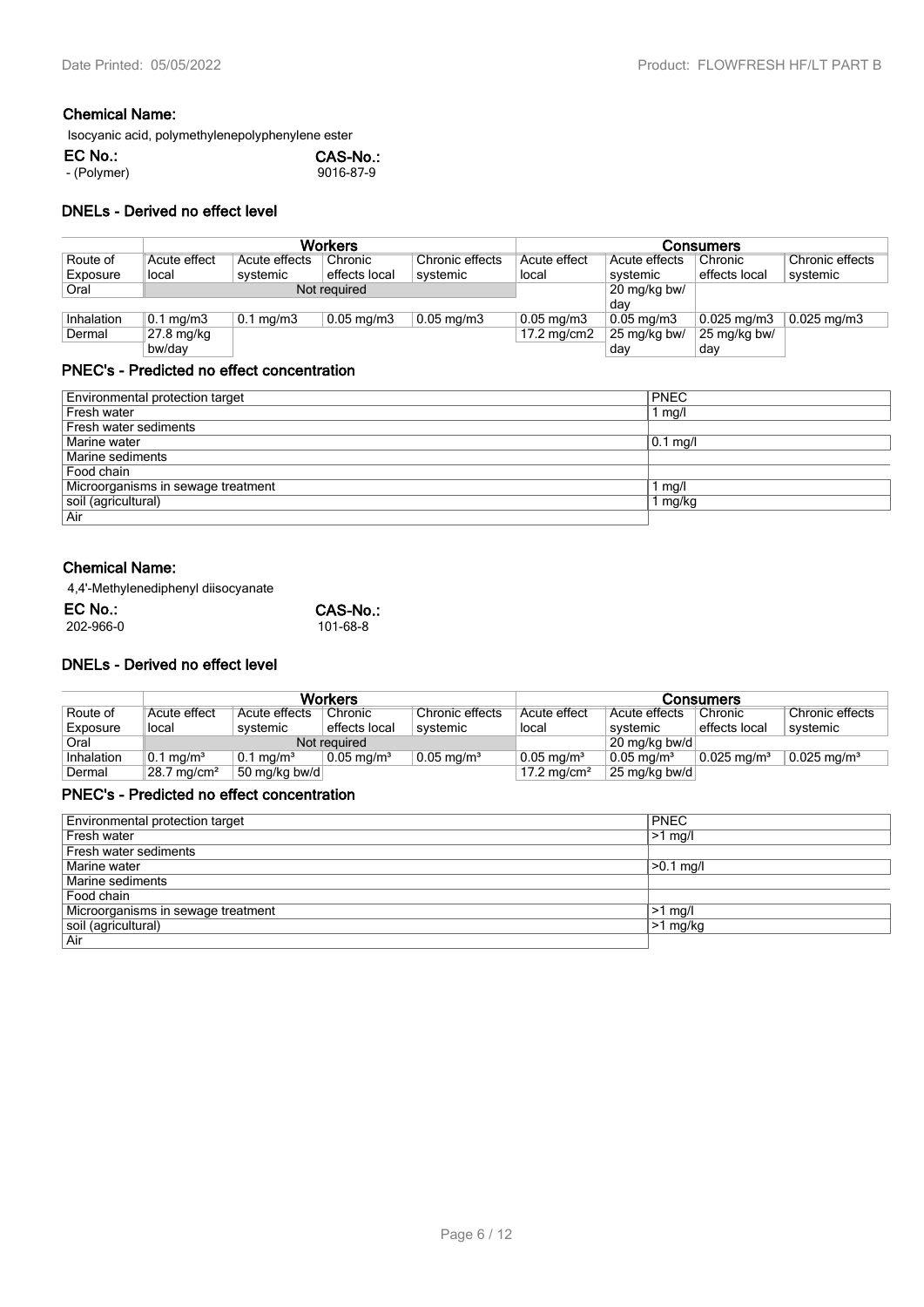### Chemical Name:

Isocyanic acid, polymethylenepolyphenylene ester

| EC No.: | CAS-No.: |
|---|---|
| - (Polymer) | 9016-87-9 |

### DNELs - Derived no effect level

| | Workers | | | | Consumers | | | |
|---|---|---|---|---|---|---|---|---|
| Route of Exposure | Acute effect local | Acute effects systemic | Chronic effects local | Chronic effects systemic | Acute effect local | Acute effects systemic | Chronic effects local | Chronic effects systemic |
| Oral | Not required | | | | | 20 mg/kg bw/ day | | |
| Inhalation | 0.1 mg/m3 | 0.1 mg/m3 | 0.05 mg/m3 | 0.05 mg/m3 | 0.05 mg/m3 | 0.05 mg/m3 | 0.025 mg/m3 | 0.025 mg/m3 |
| Dermal | 27.8 mg/kg bw/day | | | | 17.2 mg/cm2 | 25 mg/kg bw/ day | 25 mg/kg bw/ day | |

### PNEC's - Predicted no effect concentration

| Environmental protection target | PNEC |
|---|---|
| Fresh water | 1 mg/l |
| Fresh water sediments | |
| Marine water | 0.1 mg/l |
| Marine sediments | |
| Food chain | |
| Microorganisms in sewage treatment | 1 mg/l |
| soil (agricultural) | 1 mg/kg |
| Air | |

### Chemical Name:

4,4'-Methylenediphenyl diisocyanate

| EC No.: | CAS-No.: |
|---|---|
| 202-966-0 | 101-68-8 |

### DNELs - Derived no effect level

| | Workers | | | | Consumers | | | |
|---|---|---|---|---|---|---|---|---|
| Route of Exposure | Acute effect local | Acute effects systemic | Chronic effects local | Chronic effects systemic | Acute effect local | Acute effects systemic | Chronic effects local | Chronic effects systemic |
| Oral | Not required | | | | | 20 mg/kg bw/d | | |
| Inhalation | 0.1 mg/m³ | 0.1 mg/m³ | 0.05 mg/m³ | 0.05 mg/m³ | 0.05 mg/m³ | 0.05 mg/m³ | 0.025 mg/m³ | 0.025 mg/m³ |
| Dermal | 28.7 mg/cm² | 50 mg/kg bw/d | | | 17.2 mg/cm² | 25 mg/kg bw/d | | |

### PNEC's - Predicted no effect concentration

| Environmental protection target | PNEC |
|---|---|
| Fresh water | >1 mg/l |
| Fresh water sediments | |
| Marine water | >0.1 mg/l |
| Marine sediments | |
| Food chain | |
| Microorganisms in sewage treatment | >1 mg/l |
| soil (agricultural) | >1 mg/kg |
| Air | |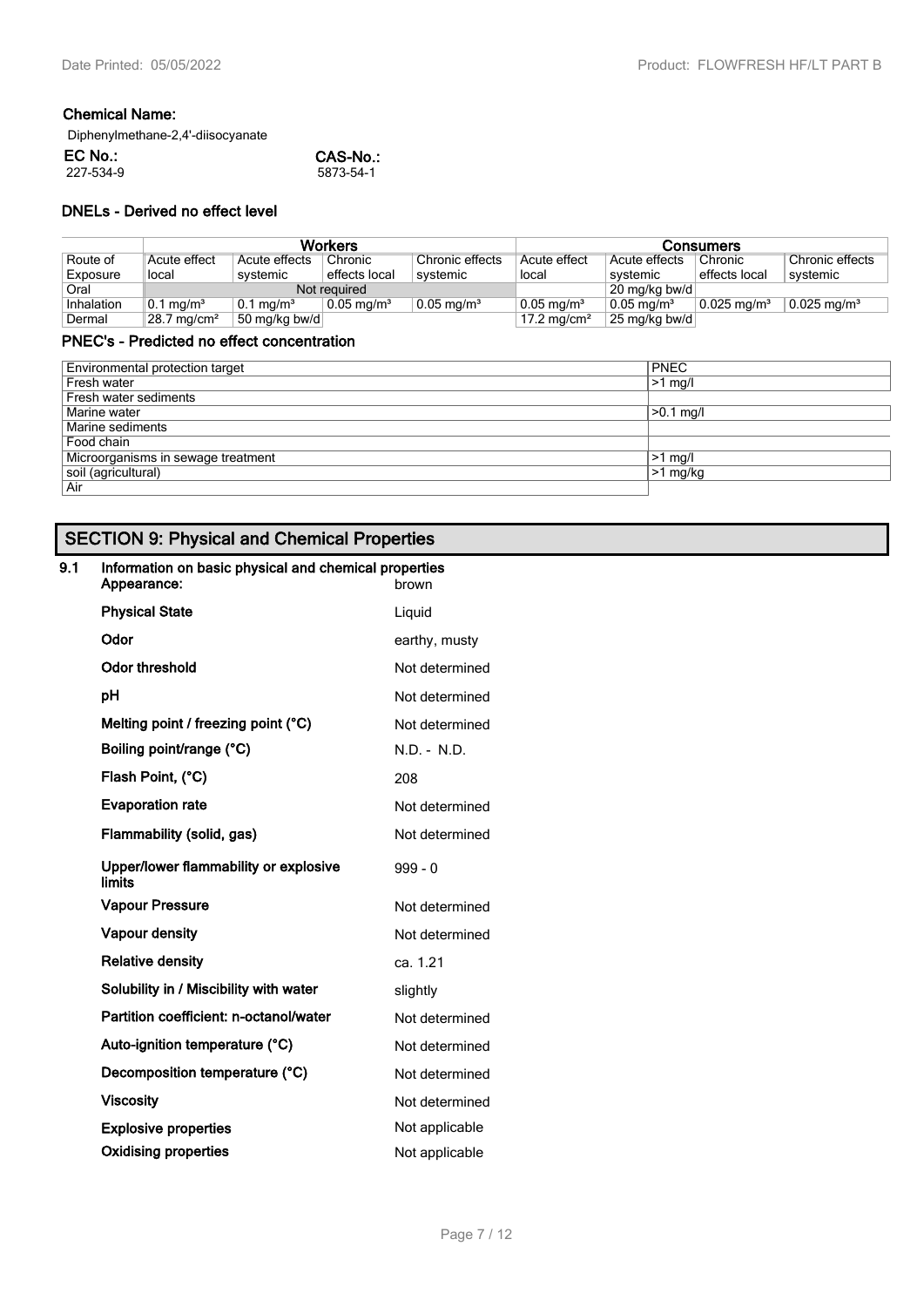**Chemical Name:**

Diphenylmethane-2,4'-diisocyanate

| **EC No.:** | **CAS-No.:** |
|---|---|
| 227-534-9 | 5873-54-1 |

### DNELs - Derived no effect level

| | Workers | | | | Consumers | | | |
|---|---|---|---|---|---|---|---|---|
| Route of Exposure | Acute effect local | Acute effects systemic | Chronic effects local | Chronic effects systemic | Acute effect local | Acute effects systemic | Chronic effects local | Chronic effects systemic |
| Oral | Not required | | | | | 20 mg/kg bw/d | | |
| Inhalation | 0.1 mg/m³ | 0.1 mg/m³ | 0.05 mg/m³ | 0.05 mg/m³ | 0.05 mg/m³ | 0.05 mg/m³ | 0.025 mg/m³ | 0.025 mg/m³ |
| Dermal | 28.7 mg/cm² | 50 mg/kg bw/d | | | 17.2 mg/cm² | 25 mg/kg bw/d | | |

### PNEC's - Predicted no effect concentration

| Environmental protection target | PNEC |
|---|---|
| Fresh water | >1 mg/l |
| Fresh water sediments | |
| Marine water | >0.1 mg/l |
| Marine sediments | |
| Food chain | |
| Microorganisms in sewage treatment | >1 mg/l |
| soil (agricultural) | >1 mg/kg |
| Air | |

## SECTION 9: Physical and Chemical Properties

### 9.1 Information on basic physical and chemical properties

| | |
|---|---|
| **Appearance:** | brown |
| **Physical State** | Liquid |
| **Odor** | earthy, musty |
| **Odor threshold** | Not determined |
| **pH** | Not determined |
| **Melting point / freezing point (°C)** | Not determined |
| **Boiling point/range (°C)** | N.D. - N.D. |
| **Flash Point, (°C)** | 208 |
| **Evaporation rate** | Not determined |
| **Flammability (solid, gas)** | Not determined |
| **Upper/lower flammability or explosive limits** | 999 - 0 |
| **Vapour Pressure** | Not determined |
| **Vapour density** | Not determined |
| **Relative density** | ca. 1.21 |
| **Solubility in / Miscibility with water** | slightly |
| **Partition coefficient: n-octanol/water** | Not determined |
| **Auto-ignition temperature (°C)** | Not determined |
| **Decomposition temperature (°C)** | Not determined |
| **Viscosity** | Not determined |
| **Explosive properties** | Not applicable |
| **Oxidising properties** | Not applicable |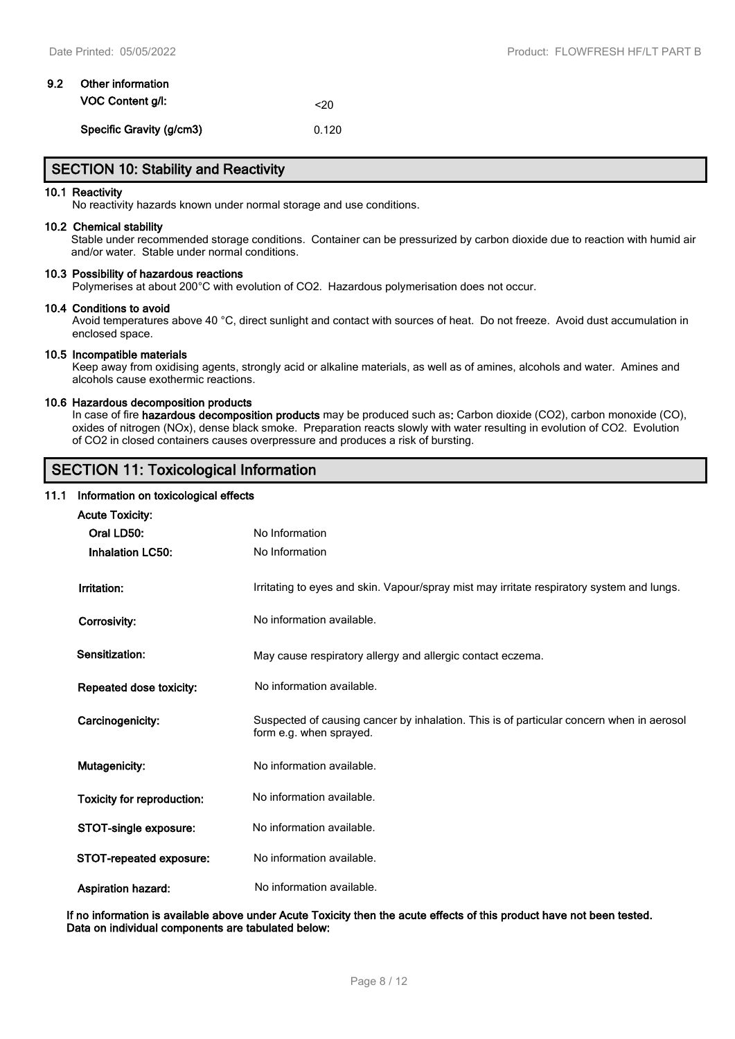### 9.2 Other information

| | |
|---|---|
| **VOC Content g/l:** | <20 |
| **Specific Gravity (g/cm3)** | 0.120 |

## SECTION 10: Stability and Reactivity

**10.1 Reactivity**

No reactivity hazards known under normal storage and use conditions.

**10.2 Chemical stability**

Stable under recommended storage conditions. Container can be pressurized by carbon dioxide due to reaction with humid air and/or water. Stable under normal conditions.

**10.3 Possibility of hazardous reactions**

Polymerises at about 200°C with evolution of $CO_2$. Hazardous polymerisation does not occur.

**10.4 Conditions to avoid**

Avoid temperatures above 40 °C, direct sunlight and contact with sources of heat. Do not freeze. Avoid dust accumulation in enclosed space.

**10.5 Incompatible materials**

Keep away from oxidising agents, strongly acid or alkaline materials, as well as of amines, alcohols and water. Amines and alcohols cause exothermic reactions.

**10.6 Hazardous decomposition products**

In case of fire **hazardous decomposition products** may be produced such as**:** Carbon dioxide ($CO_2$), carbon monoxide (CO), oxides of nitrogen (NOx), dense black smoke. Preparation reacts slowly with water resulting in evolution of $CO_2$. Evolution of $CO_2$ in closed containers causes overpressure and produces a risk of bursting.

## SECTION 11: Toxicological Information

### 11.1 Information on toxicological effects

**Acute Toxicity:**

| | |
|---|---|
| **Oral LD50:** | No Information |
| **Inhalation LC50:** | No Information |
| **Irritation:** | Irritating to eyes and skin. Vapour/spray mist may irritate respiratory system and lungs. |
| **Corrosivity:** | No information available. |
| **Sensitization:** | May cause respiratory allergy and allergic contact eczema. |
| **Repeated dose toxicity:** | No information available. |
| **Carcinogenicity:** | Suspected of causing cancer by inhalation. This is of particular concern when in aerosol form e.g. when sprayed. |
| **Mutagenicity:** | No information available. |
| **Toxicity for reproduction:** | No information available. |
| **STOT-single exposure:** | No information available. |
| **STOT-repeated exposure:** | No information available. |
| **Aspiration hazard:** | No information available. |

**If no information is available above under Acute Toxicity then the acute effects of this product have not been tested. Data on individual components are tabulated below:**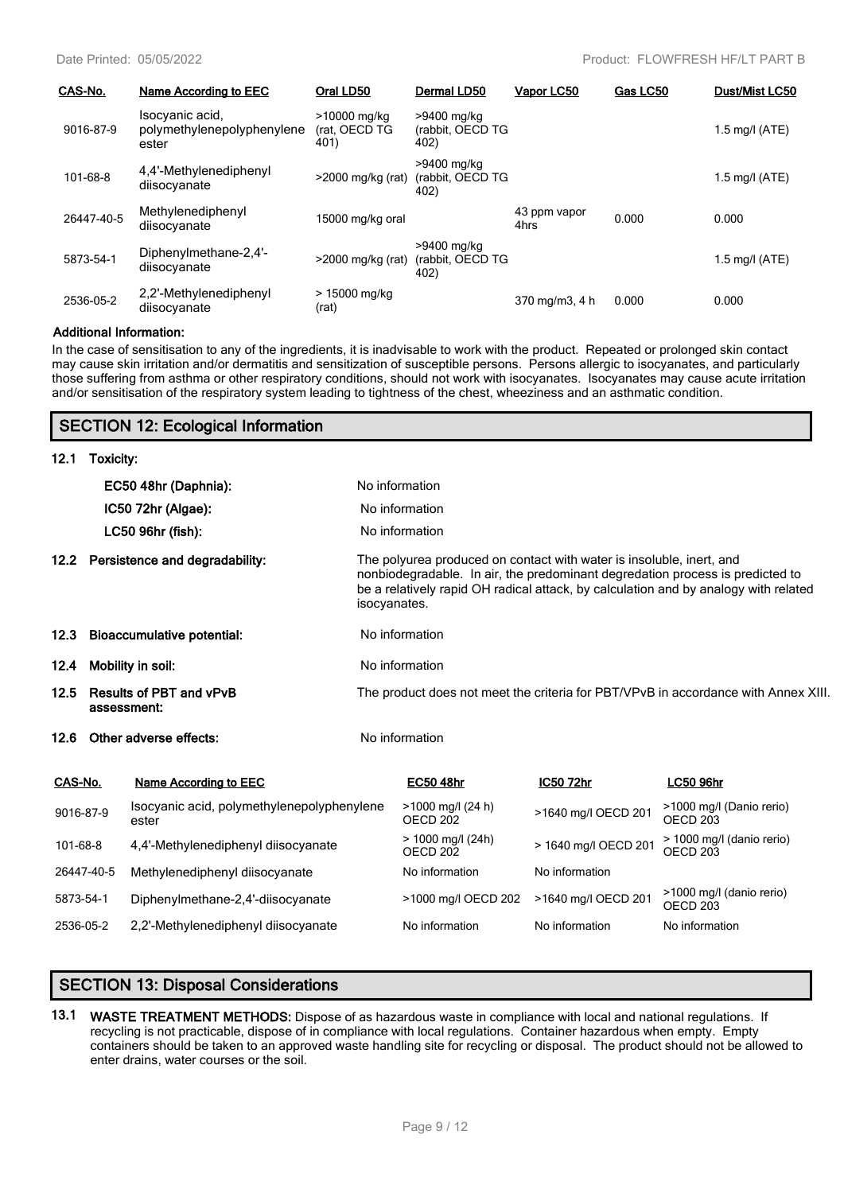| CAS-No. | Name According to EEC | Oral LD50 | Dermal LD50 | Vapor LC50 | Gas LC50 | Dust/Mist LC50 |
|---|---|---|---|---|---|---|
| 9016-87-9 | Isocyanic acid, polymethylenepolyphenylene ester | >10000 mg/kg (rat, OECD TG 401) | >9400 mg/kg (rabbit, OECD TG 402) | | | 1.5 mg/l (ATE) |
| 101-68-8 | 4,4'-Methylenediphenyl diisocyanate | >2000 mg/kg (rat) | >9400 mg/kg (rabbit, OECD TG 402) | | | 1.5 mg/l (ATE) |
| 26447-40-5 | Methylenediphenyl diisocyanate | 15000 mg/kg oral | | 43 ppm vapor 4hrs | 0.000 | 0.000 |
| 5873-54-1 | Diphenylmethane-2,4'-diisocyanate | >2000 mg/kg (rat) | >9400 mg/kg (rabbit, OECD TG 402) | | | 1.5 mg/l (ATE) |
| 2536-05-2 | 2,2'-Methylenediphenyl diisocyanate | > 15000 mg/kg (rat) | | 370 mg/m3, 4 h | 0.000 | 0.000 |

**Additional Information:**

In the case of sensitisation to any of the ingredients, it is inadvisable to work with the product. Repeated or prolonged skin contact may cause skin irritation and/or dermatitis and sensitization of susceptible persons. Persons allergic to isocyanates, and particularly those suffering from asthma or other respiratory conditions, should not work with isocyanates. Isocyanates may cause acute irritation and/or sensitisation of the respiratory system leading to tightness of the chest, wheeziness and an asthmatic condition.

## SECTION 12: Ecological Information

**12.1 Toxicity:**

**EC50 48hr (Daphnia):** No information

**IC50 72hr (Algae):** No information

**LC50 96hr (fish):** No information

**12.2 Persistence and degradability:** The polyurea produced on contact with water is insoluble, inert, and nonbiodegradable. In air, the predominant degredation process is predicted to be a relatively rapid OH radical attack, by calculation and by analogy with related isocyanates.

**12.3 Bioaccumulative potential:** No information

**12.4 Mobility in soil:** No information

**12.5 Results of PBT and vPvB assessment:** The product does not meet the criteria for PBT/VPvB in accordance with Annex XIII.

**12.6 Other adverse effects:** No information

| CAS-No. | Name According to EEC | EC50 48hr | IC50 72hr | LC50 96hr |
|---|---|---|---|---|
| 9016-87-9 | Isocyanic acid, polymethylenepolyphenylene ester | >1000 mg/l (24 h) OECD 202 | >1640 mg/l OECD 201 | >1000 mg/l (Danio rerio) OECD 203 |
| 101-68-8 | 4,4'-Methylenediphenyl diisocyanate | > 1000 mg/l (24h) OECD 202 | > 1640 mg/l OECD 201 | > 1000 mg/l (danio rerio) OECD 203 |
| 26447-40-5 | Methylenediphenyl diisocyanate | No information | No information | |
| 5873-54-1 | Diphenylmethane-2,4'-diisocyanate | >1000 mg/l OECD 202 | >1640 mg/l OECD 201 | >1000 mg/l (danio rerio) OECD 203 |
| 2536-05-2 | 2,2'-Methylenediphenyl diisocyanate | No information | No information | No information |

## SECTION 13: Disposal Considerations

**13.1 WASTE TREATMENT METHODS:** Dispose of as hazardous waste in compliance with local and national regulations. If recycling is not practicable, dispose of in compliance with local regulations. Container hazardous when empty. Empty containers should be taken to an approved waste handling site for recycling or disposal. The product should not be allowed to enter drains, water courses or the soil.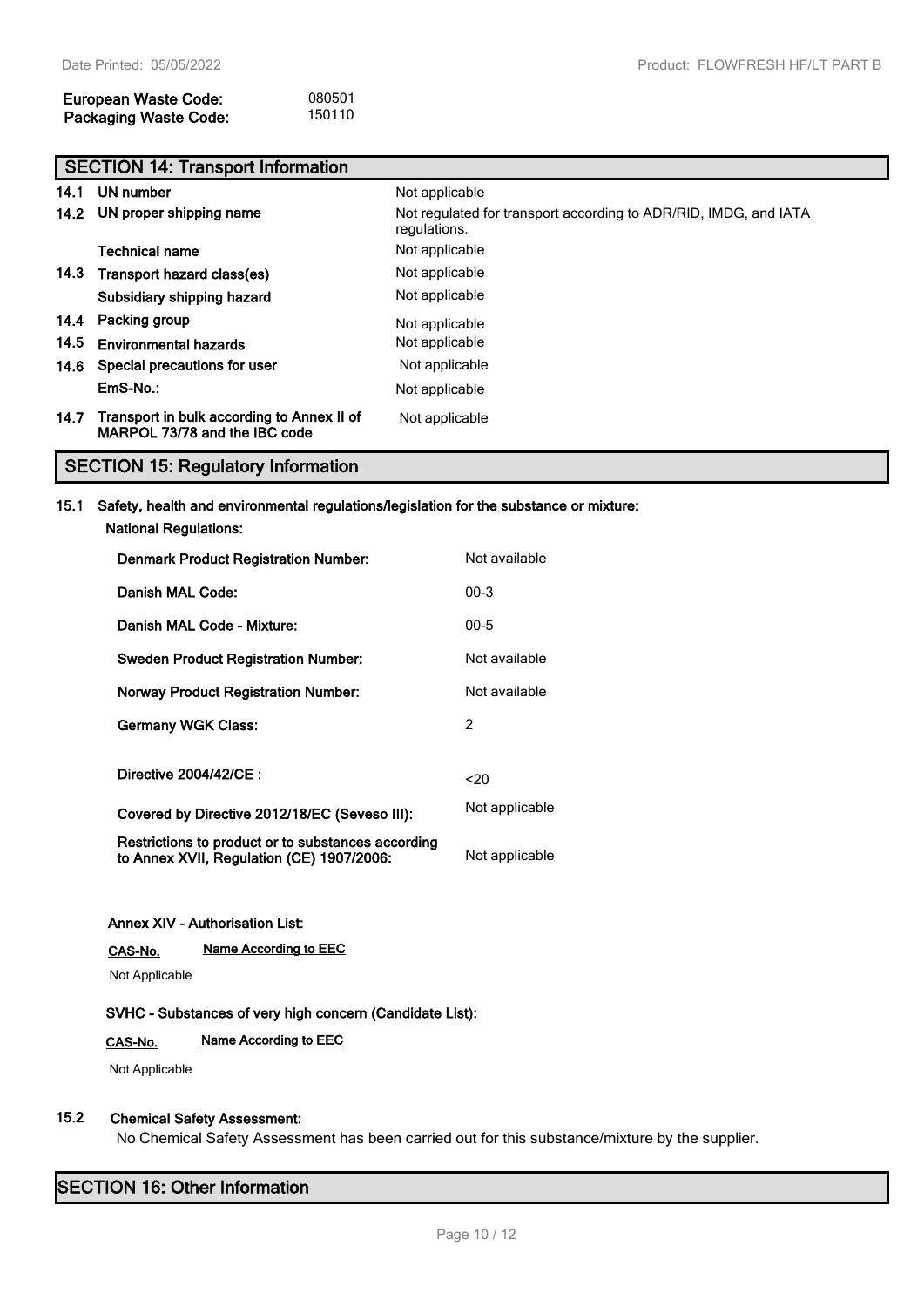| | |
|---|---|
| **European Waste Code:** | 080501 |
| **Packaging Waste Code:** | 150110 |

## SECTION 14: Transport Information

| | | |
|---|---|---|
| **14.1** | **UN number** | Not applicable |
| **14.2** | **UN proper shipping name** | Not regulated for transport according to ADR/RID, IMDG, and IATA regulations. |
| | **Technical name** | Not applicable |
| **14.3** | **Transport hazard class(es)** | Not applicable |
| | **Subsidiary shipping hazard** | Not applicable |
| **14.4** | **Packing group** | Not applicable |
| **14.5** | **Environmental hazards** | Not applicable |
| **14.6** | **Special precautions for user** | Not applicable |
| | **EmS-No.:** | Not applicable |
| **14.7** | **Transport in bulk according to Annex II of MARPOL 73/78 and the IBC code** | Not applicable |

## SECTION 15: Regulatory Information

**15.1 Safety, health and environmental regulations/legislation for the substance or mixture:**

**National Regulations:**

| | |
|---|---|
| **Denmark Product Registration Number:** | Not available |
| **Danish MAL Code:** | 00-3 |
| **Danish MAL Code - Mixture:** | 00-5 |
| **Sweden Product Registration Number:** | Not available |
| **Norway Product Registration Number:** | Not available |
| **Germany WGK Class:** | 2 |
| **Directive 2004/42/CE :** | <20 |
| **Covered by Directive 2012/18/EC (Seveso III):** | Not applicable |
| **Restrictions to product or to substances according to Annex XVII, Regulation (CE) 1907/2006:** | Not applicable |

**Annex XIV - Authorisation List:**

| CAS-No. | Name According to EEC |
|---|---|
| Not Applicable | |

**SVHC - Substances of very high concern (Candidate List):**

| CAS-No. | Name According to EEC |
|---|---|
| Not Applicable | |

**15.2 Chemical Safety Assessment:**

No Chemical Safety Assessment has been carried out for this substance/mixture by the supplier.

## SECTION 16: Other Information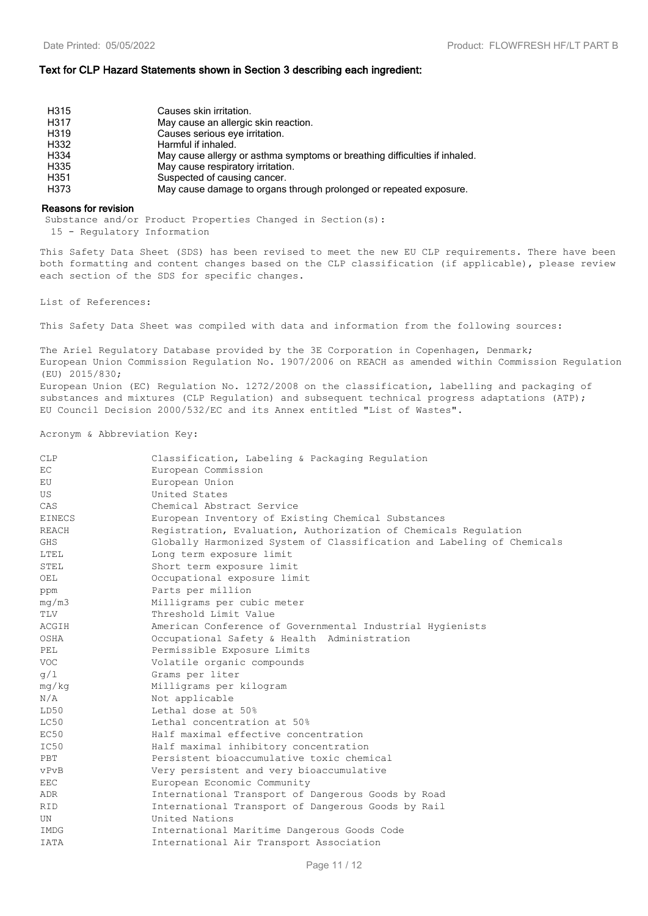### Text for CLP Hazard Statements shown in Section 3 describing each ingredient:

| | |
|---|---|
| H315 | Causes skin irritation. |
| H317 | May cause an allergic skin reaction. |
| H319 | Causes serious eye irritation. |
| H332 | Harmful if inhaled. |
| H334 | May cause allergy or asthma symptoms or breathing difficulties if inhaled. |
| H335 | May cause respiratory irritation. |
| H351 | Suspected of causing cancer. |
| H373 | May cause damage to organs through prolonged or repeated exposure. |

### Reasons for revision

Substance and/or Product Properties Changed in Section(s):
15 - Regulatory Information

This Safety Data Sheet (SDS) has been revised to meet the new EU CLP requirements. There have been both formatting and content changes based on the CLP classification (if applicable), please review each section of the SDS for specific changes.

List of References:

This Safety Data Sheet was compiled with data and information from the following sources:

The Ariel Regulatory Database provided by the 3E Corporation in Copenhagen, Denmark;
European Union Commission Regulation No. 1907/2006 on REACH as amended within Commission Regulation (EU) 2015/830;
European Union (EC) Regulation No. 1272/2008 on the classification, labelling and packaging of substances and mixtures (CLP Regulation) and subsequent technical progress adaptations (ATP);
EU Council Decision 2000/532/EC and its Annex entitled "List of Wastes".

Acronym & Abbreviation Key:

| | |
|---|---|
| CLP | Classification, Labeling & Packaging Regulation |
| EC | European Commission |
| EU | European Union |
| US | United States |
| CAS | Chemical Abstract Service |
| EINECS | European Inventory of Existing Chemical Substances |
| REACH | Registration, Evaluation, Authorization of Chemicals Regulation |
| GHS | Globally Harmonized System of Classification and Labeling of Chemicals |
| LTEL | Long term exposure limit |
| STEL | Short term exposure limit |
| OEL | Occupational exposure limit |
| ppm | Parts per million |
| mg/m3 | Milligrams per cubic meter |
| TLV | Threshold Limit Value |
| ACGIH | American Conference of Governmental Industrial Hygienists |
| OSHA | Occupational Safety & Health Administration |
| PEL | Permissible Exposure Limits |
| VOC | Volatile organic compounds |
| g/l | Grams per liter |
| mg/kg | Milligrams per kilogram |
| N/A | Not applicable |
| LD50 | Lethal dose at 50% |
| LC50 | Lethal concentration at 50% |
| EC50 | Half maximal effective concentration |
| IC50 | Half maximal inhibitory concentration |
| PBT | Persistent bioaccumulative toxic chemical |
| vPvB | Very persistent and very bioaccumulative |
| EEC | European Economic Community |
| ADR | International Transport of Dangerous Goods by Road |
| RID | International Transport of Dangerous Goods by Rail |
| UN | United Nations |
| IMDG | International Maritime Dangerous Goods Code |
| IATA | International Air Transport Association |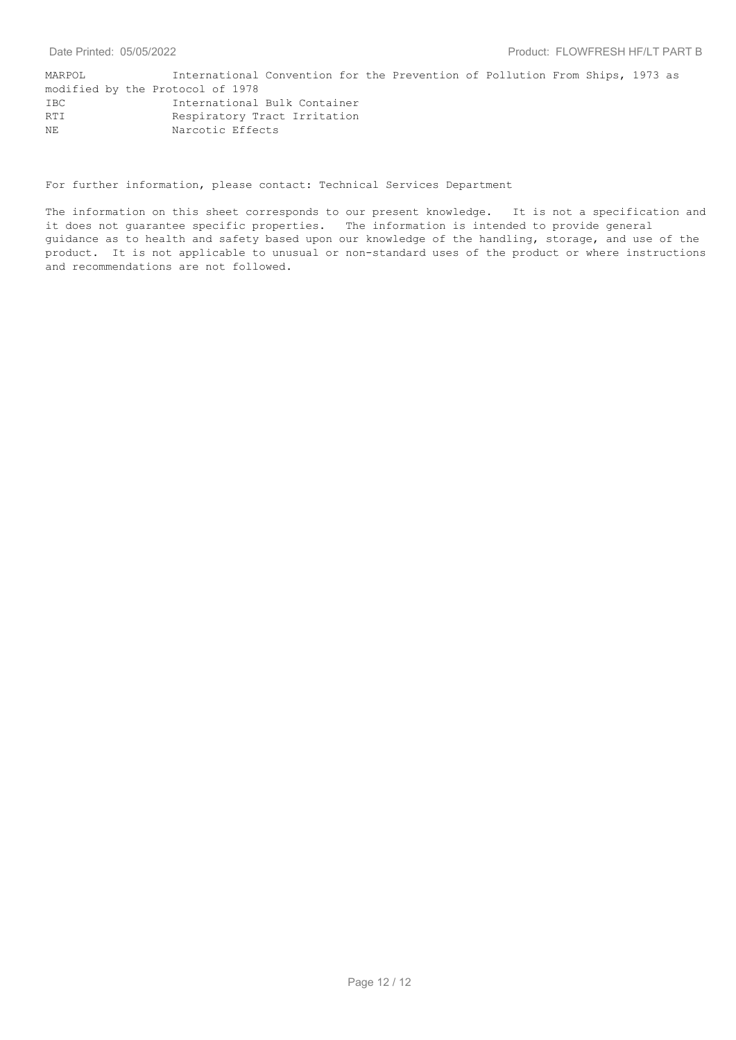| | |
|---|---|
| MARPOL | International Convention for the Prevention of Pollution From Ships, 1973 as modified by the Protocol of 1978 |
| IBC | International Bulk Container |
| RTI | Respiratory Tract Irritation |
| NE | Narcotic Effects |

For further information, please contact: Technical Services Department

The information on this sheet corresponds to our present knowledge. It is not a specification and it does not guarantee specific properties. The information is intended to provide general guidance as to health and safety based upon our knowledge of the handling, storage, and use of the product. It is not applicable to unusual or non-standard uses of the product or where instructions and recommendations are not followed.